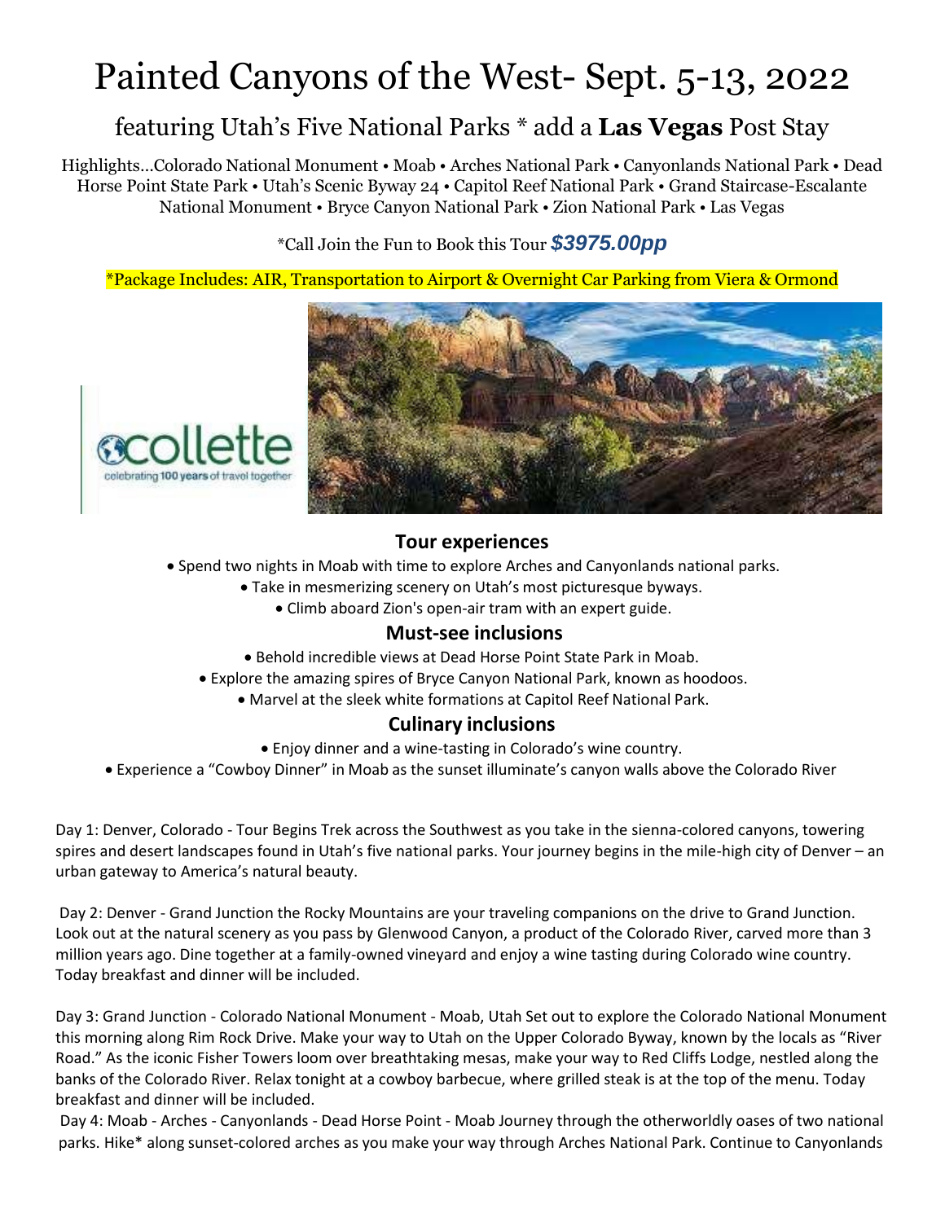# Painted Canyons of the West- Sept. 5-13, 2022

## featuring Utah's Five National Parks * add a **Las Vegas** Post Stay

Highlights…Colorado National Monument • Moab • Arches National Park • Canyonlands National Park • Dead Horse Point State Park • Utah's Scenic Byway 24 • Capitol Reef National Park • Grand Staircase-Escalante National Monument • Bryce Canyon National Park • Zion National Park • Las Vegas

*Call Join the Fun to Book this Tour ***$3975.00pp***

*Package Includes: AIR, Transportation to Airport & Overnight Car Parking from Viera & Ormond

collette
celebrating 100 years of travel together

### Tour experiences

- Spend two nights in Moab with time to explore Arches and Canyonlands national parks.
- Take in mesmerizing scenery on Utah's most picturesque byways.
- Climb aboard Zion's open-air tram with an expert guide.

### Must-see inclusions

- Behold incredible views at Dead Horse Point State Park in Moab.
- Explore the amazing spires of Bryce Canyon National Park, known as hoodoos.
- Marvel at the sleek white formations at Capitol Reef National Park.

### Culinary inclusions

- Enjoy dinner and a wine-tasting in Colorado's wine country.
- Experience a "Cowboy Dinner" in Moab as the sunset illuminate's canyon walls above the Colorado River

Day 1: Denver, Colorado - Tour Begins Trek across the Southwest as you take in the sienna-colored canyons, towering spires and desert landscapes found in Utah's five national parks. Your journey begins in the mile-high city of Denver – an urban gateway to America's natural beauty.

Day 2: Denver - Grand Junction the Rocky Mountains are your traveling companions on the drive to Grand Junction. Look out at the natural scenery as you pass by Glenwood Canyon, a product of the Colorado River, carved more than 3 million years ago. Dine together at a family-owned vineyard and enjoy a wine tasting during Colorado wine country. Today breakfast and dinner will be included.

Day 3: Grand Junction - Colorado National Monument - Moab, Utah Set out to explore the Colorado National Monument this morning along Rim Rock Drive. Make your way to Utah on the Upper Colorado Byway, known by the locals as "River Road." As the iconic Fisher Towers loom over breathtaking mesas, make your way to Red Cliffs Lodge, nestled along the banks of the Colorado River. Relax tonight at a cowboy barbecue, where grilled steak is at the top of the menu. Today breakfast and dinner will be included.

Day 4: Moab - Arches - Canyonlands - Dead Horse Point - Moab Journey through the otherworldly oases of two national parks. Hike* along sunset-colored arches as you make your way through Arches National Park. Continue to Canyonlands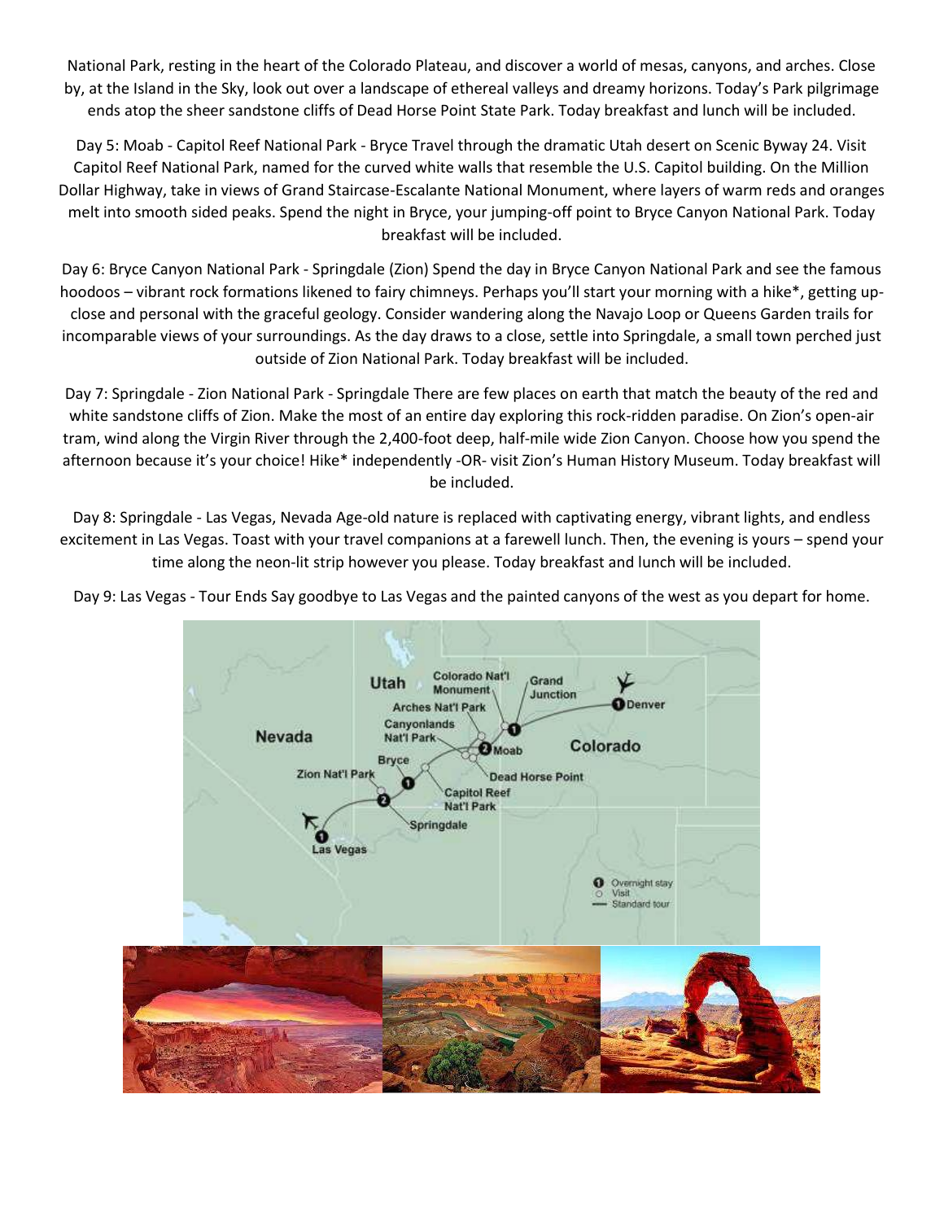National Park, resting in the heart of the Colorado Plateau, and discover a world of mesas, canyons, and arches. Close by, at the Island in the Sky, look out over a landscape of ethereal valleys and dreamy horizons. Today's Park pilgrimage ends atop the sheer sandstone cliffs of Dead Horse Point State Park. Today breakfast and lunch will be included.

Day 5: Moab - Capitol Reef National Park - Bryce Travel through the dramatic Utah desert on Scenic Byway 24. Visit Capitol Reef National Park, named for the curved white walls that resemble the U.S. Capitol building. On the Million Dollar Highway, take in views of Grand Staircase-Escalante National Monument, where layers of warm reds and oranges melt into smooth sided peaks. Spend the night in Bryce, your jumping-off point to Bryce Canyon National Park. Today breakfast will be included.

Day 6: Bryce Canyon National Park - Springdale (Zion) Spend the day in Bryce Canyon National Park and see the famous hoodoos – vibrant rock formations likened to fairy chimneys. Perhaps you'll start your morning with a hike*, getting up-close and personal with the graceful geology. Consider wandering along the Navajo Loop or Queens Garden trails for incomparable views of your surroundings. As the day draws to a close, settle into Springdale, a small town perched just outside of Zion National Park. Today breakfast will be included.

Day 7: Springdale - Zion National Park - Springdale There are few places on earth that match the beauty of the red and white sandstone cliffs of Zion. Make the most of an entire day exploring this rock-ridden paradise. On Zion's open-air tram, wind along the Virgin River through the 2,400-foot deep, half-mile wide Zion Canyon. Choose how you spend the afternoon because it's your choice! Hike* independently -OR- visit Zion's Human History Museum. Today breakfast will be included.

Day 8: Springdale - Las Vegas, Nevada Age-old nature is replaced with captivating energy, vibrant lights, and endless excitement in Las Vegas. Toast with your travel companions at a farewell lunch. Then, the evening is yours – spend your time along the neon-lit strip however you please. Today breakfast and lunch will be included.

Day 9: Las Vegas - Tour Ends Say goodbye to Las Vegas and the painted canyons of the west as you depart for home.

Utah
Colorado Nat'l Monument
Grand Junction
Denver
Arches Nat'l Park
Canyonlands Nat'l Park
Moab
Colorado
Nevada
Bryce
Dead Horse Point
Zion Nat'l Park
Capitol Reef Nat'l Park
Springdale
Las Vegas
Overnight stay
Visit
Standard tour